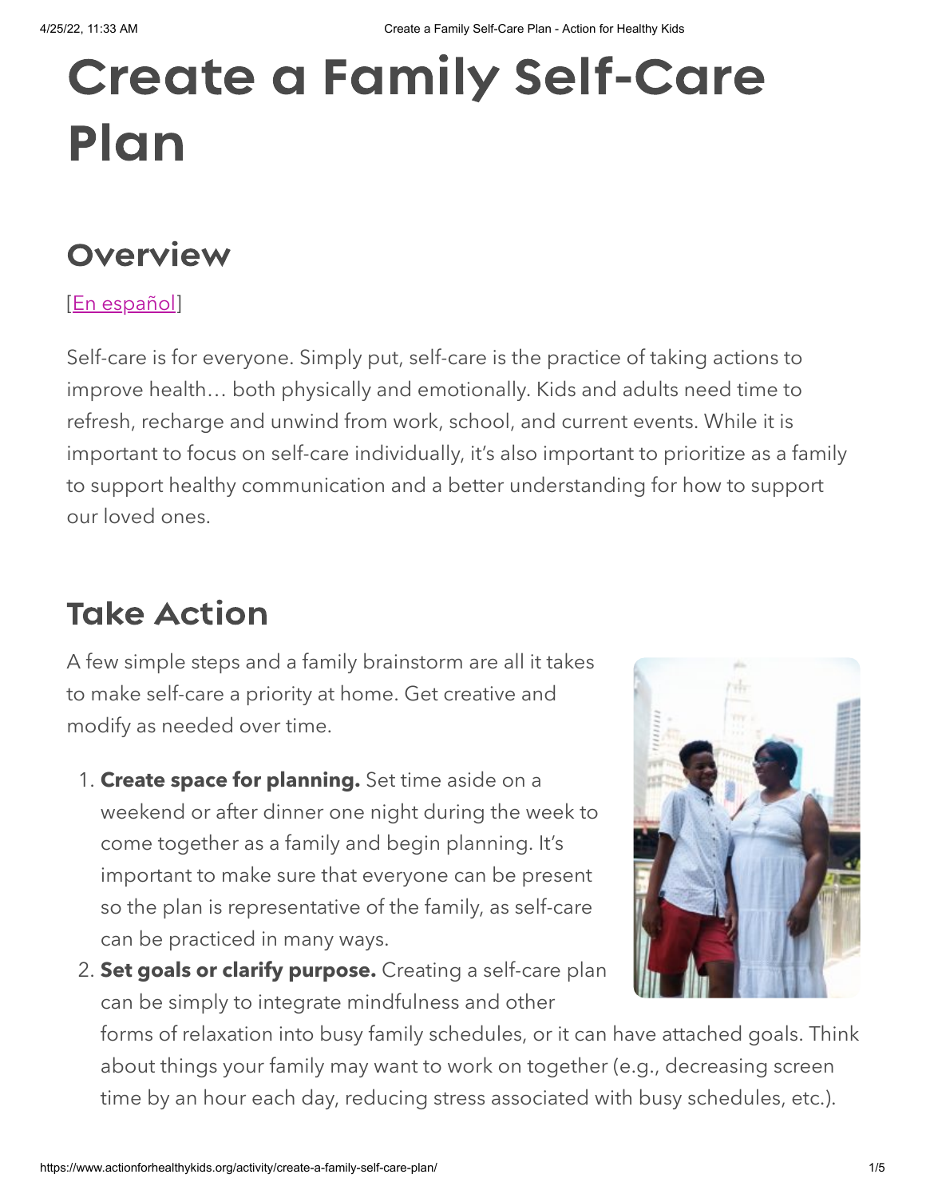# Create a Family Self-Care Plan

## Overview

[En español]

Self-care is for everyone. Simply put, self-care is the practice of taking actions to improve health… both physically and emotionally. Kids and adults need time to refresh, recharge and unwind from work, school, and current events. While it is important to focus on self-care individually, it's also important to prioritize as a family to support healthy communication and a better understanding for how to support our loved ones.

## Take Action

A few simple steps and a family brainstorm are all it takes to make self-care a priority at home. Get creative and modify as needed over time.

1. **Create space for planning.** Set time aside on a weekend or after dinner one night during the week to come together as a family and begin planning. It's important to make sure that everyone can be present so the plan is representative of the family, as self-care can be practiced in many ways.
2. **Set goals or clarify purpose.** Creating a self-care plan can be simply to integrate mindfulness and other forms of relaxation into busy family schedules, or it can have attached goals. Think about things your family may want to work on together (e.g., decreasing screen time by an hour each day, reducing stress associated with busy schedules, etc.).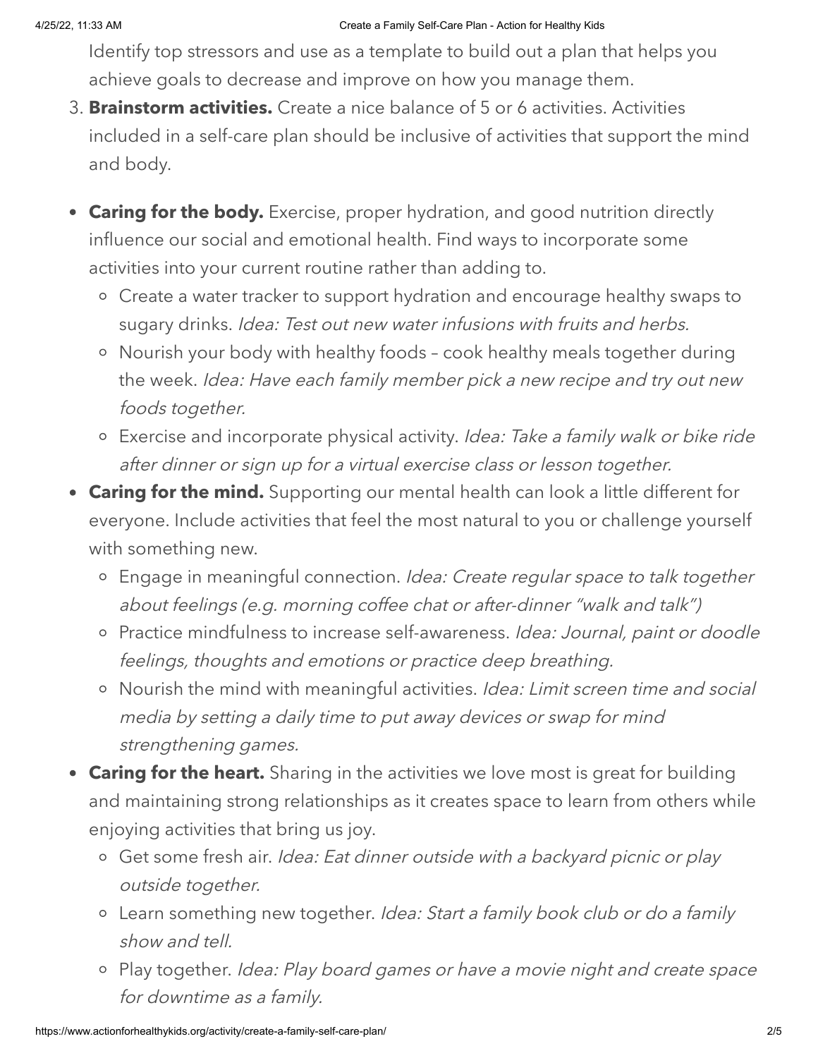Identify top stressors and use as a template to build out a plan that helps you achieve goals to decrease and improve on how you manage them.

3. **Brainstorm activities.** Create a nice balance of 5 or 6 activities. Activities included in a self-care plan should be inclusive of activities that support the mind and body.

- **Caring for the body.** Exercise, proper hydration, and good nutrition directly influence our social and emotional health. Find ways to incorporate some activities into your current routine rather than adding to.
  - Create a water tracker to support hydration and encourage healthy swaps to sugary drinks. *Idea: Test out new water infusions with fruits and herbs.*
  - Nourish your body with healthy foods – cook healthy meals together during the week. *Idea: Have each family member pick a new recipe and try out new foods together.*
  - Exercise and incorporate physical activity. *Idea: Take a family walk or bike ride after dinner or sign up for a virtual exercise class or lesson together.*
- **Caring for the mind.** Supporting our mental health can look a little different for everyone. Include activities that feel the most natural to you or challenge yourself with something new.
  - Engage in meaningful connection. *Idea: Create regular space to talk together about feelings (e.g. morning coffee chat or after-dinner "walk and talk")*
  - Practice mindfulness to increase self-awareness. *Idea: Journal, paint or doodle feelings, thoughts and emotions or practice deep breathing.*
  - Nourish the mind with meaningful activities. *Idea: Limit screen time and social media by setting a daily time to put away devices or swap for mind strengthening games.*
- **Caring for the heart.** Sharing in the activities we love most is great for building and maintaining strong relationships as it creates space to learn from others while enjoying activities that bring us joy.
  - Get some fresh air. *Idea: Eat dinner outside with a backyard picnic or play outside together.*
  - Learn something new together. *Idea: Start a family book club or do a family show and tell.*
  - Play together. *Idea: Play board games or have a movie night and create space for downtime as a family.*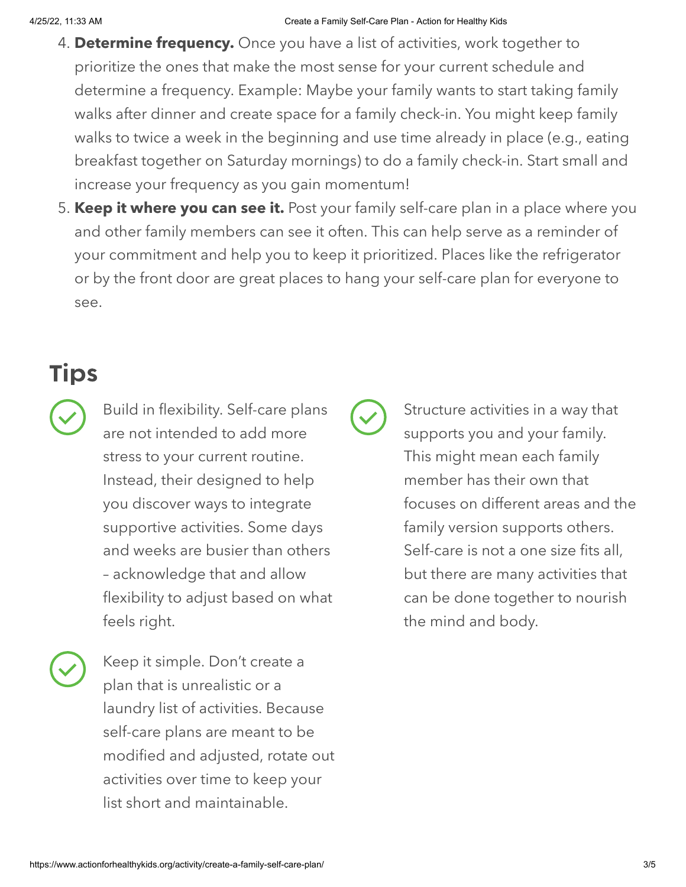4. **Determine frequency.** Once you have a list of activities, work together to prioritize the ones that make the most sense for your current schedule and determine a frequency. Example: Maybe your family wants to start taking family walks after dinner and create space for a family check-in. You might keep family walks to twice a week in the beginning and use time already in place (e.g., eating breakfast together on Saturday mornings) to do a family check-in. Start small and increase your frequency as you gain momentum!
5. **Keep it where you can see it.** Post your family self-care plan in a place where you and other family members can see it often. This can help serve as a reminder of your commitment and help you to keep it prioritized. Places like the refrigerator or by the front door are great places to hang your self-care plan for everyone to see.

## Tips

- Build in flexibility. Self-care plans are not intended to add more stress to your current routine. Instead, their designed to help you discover ways to integrate supportive activities. Some days and weeks are busier than others – acknowledge that and allow flexibility to adjust based on what feels right.
- Keep it simple. Don't create a plan that is unrealistic or a laundry list of activities. Because self-care plans are meant to be modified and adjusted, rotate out activities over time to keep your list short and maintainable.
- Structure activities in a way that supports you and your family. This might mean each family member has their own that focuses on different areas and the family version supports others. Self-care is not a one size fits all, but there are many activities that can be done together to nourish the mind and body.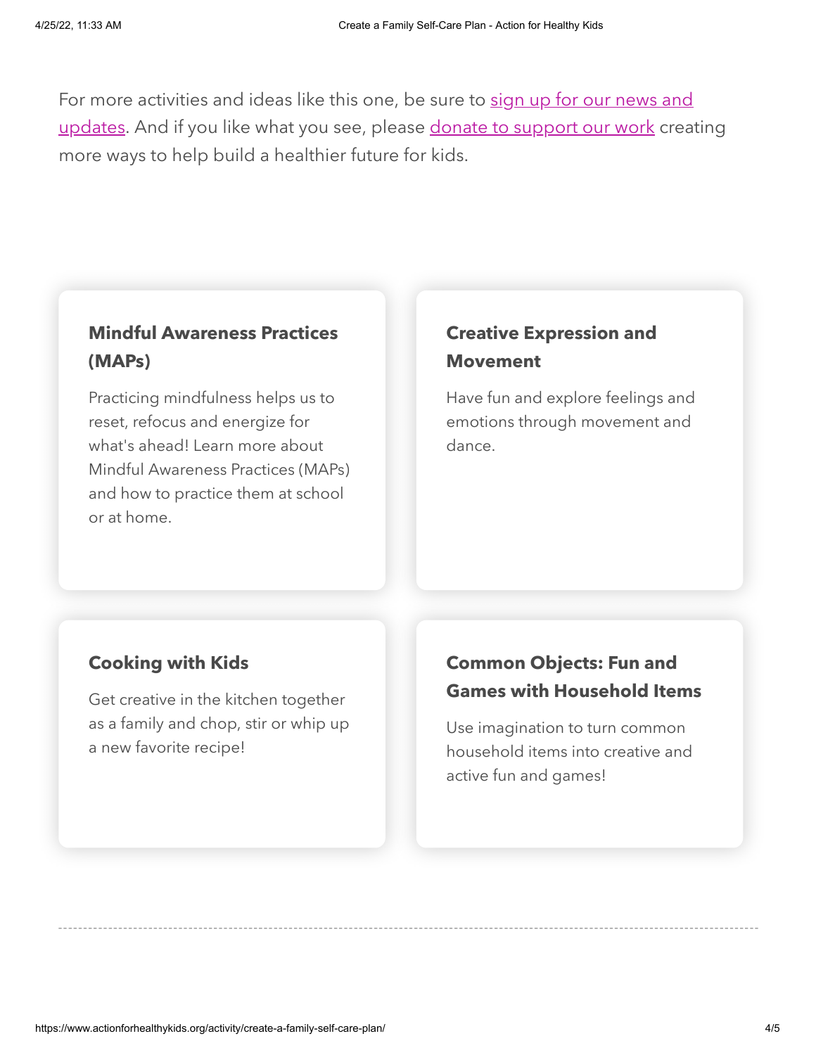For more activities and ideas like this one, be sure to sign up for our news and updates. And if you like what you see, please donate to support our work creating more ways to help build a healthier future for kids.

### Mindful Awareness Practices (MAPs)

Practicing mindfulness helps us to reset, refocus and energize for what's ahead! Learn more about Mindful Awareness Practices (MAPs) and how to practice them at school or at home.

### Creative Expression and Movement

Have fun and explore feelings and emotions through movement and dance.

### Cooking with Kids

Get creative in the kitchen together as a family and chop, stir or whip up a new favorite recipe!

### Common Objects: Fun and Games with Household Items

Use imagination to turn common household items into creative and active fun and games!